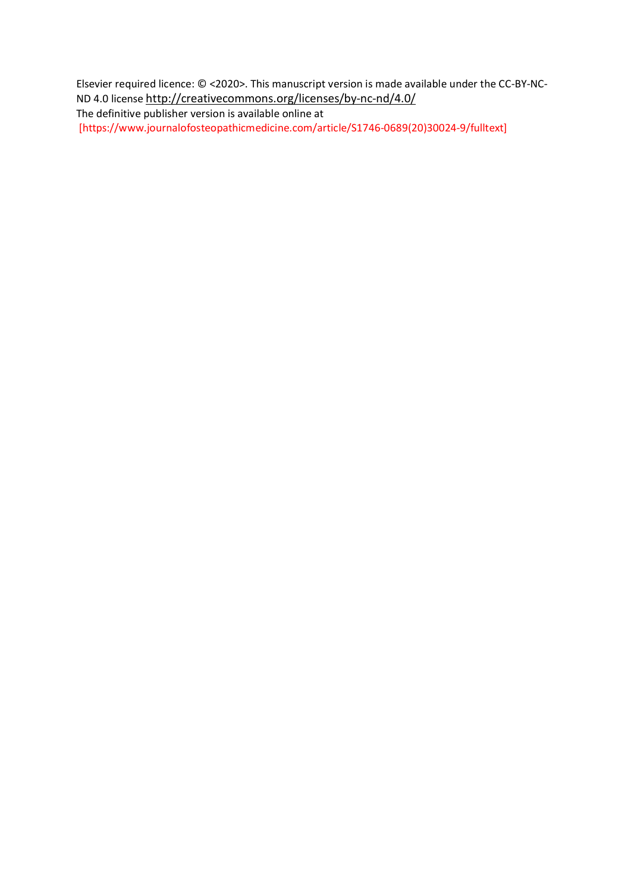Elsevier required licence: © <2020>. This manuscript version is made available under the CC-BY-NC-ND 4.0 license http://creativecommons.org/licenses/by-nc-nd/4.0/

The definitive publisher version is available online at

[https://www.journalofosteopathicmedicine.com/article/S1746-0689(20)30024-9/fulltext]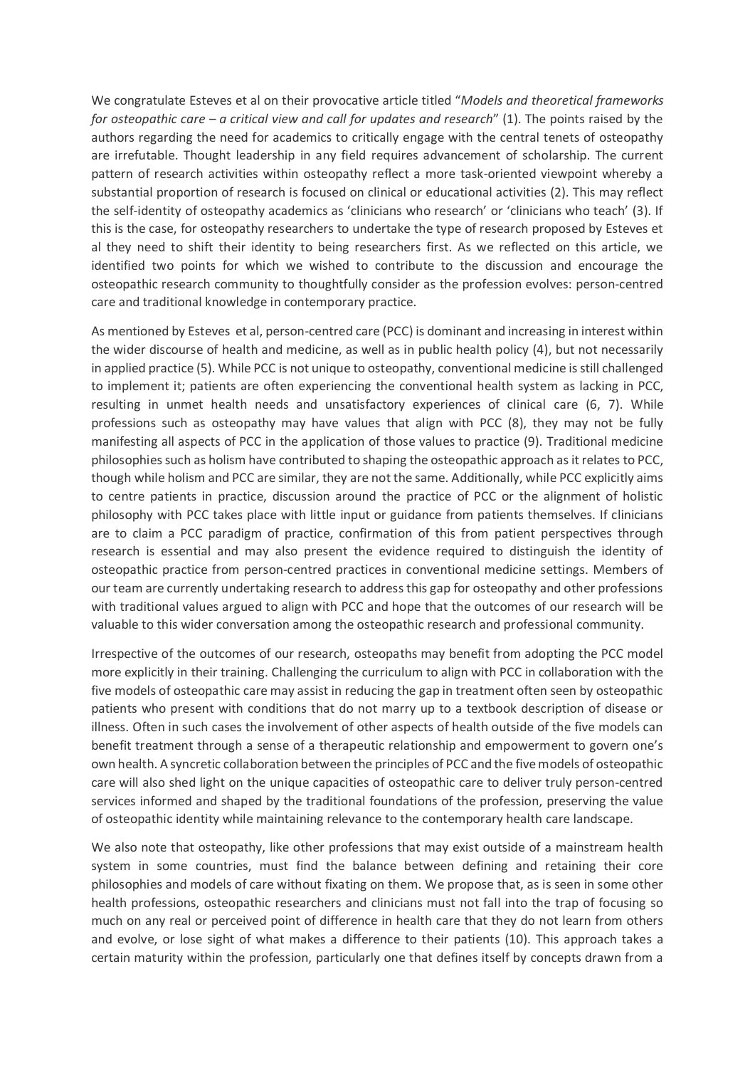We congratulate Esteves et al on their provocative article titled "*Models and theoretical frameworks for osteopathic care – a critical view and call for updates and research*" (1). The points raised by the authors regarding the need for academics to critically engage with the central tenets of osteopathy are irrefutable. Thought leadership in any field requires advancement of scholarship. The current pattern of research activities within osteopathy reflect a more task-oriented viewpoint whereby a substantial proportion of research is focused on clinical or educational activities (2). This may reflect the self-identity of osteopathy academics as 'clinicians who research' or 'clinicians who teach' (3). If this is the case, for osteopathy researchers to undertake the type of research proposed by Esteves et al they need to shift their identity to being researchers first. As we reflected on this article, we identified two points for which we wished to contribute to the discussion and encourage the osteopathic research community to thoughtfully consider as the profession evolves: person-centred care and traditional knowledge in contemporary practice.

As mentioned by Esteves et al, person-centred care (PCC) is dominant and increasing in interest within the wider discourse of health and medicine, as well as in public health policy (4), but not necessarily in applied practice (5). While PCC is not unique to osteopathy, conventional medicine is still challenged to implement it; patients are often experiencing the conventional health system as lacking in PCC, resulting in unmet health needs and unsatisfactory experiences of clinical care (6, 7). While professions such as osteopathy may have values that align with PCC (8), they may not be fully manifesting all aspects of PCC in the application of those values to practice (9). Traditional medicine philosophies such as holism have contributed to shaping the osteopathic approach as it relates to PCC, though while holism and PCC are similar, they are not the same. Additionally, while PCC explicitly aims to centre patients in practice, discussion around the practice of PCC or the alignment of holistic philosophy with PCC takes place with little input or guidance from patients themselves. If clinicians are to claim a PCC paradigm of practice, confirmation of this from patient perspectives through research is essential and may also present the evidence required to distinguish the identity of osteopathic practice from person-centred practices in conventional medicine settings. Members of our team are currently undertaking research to address this gap for osteopathy and other professions with traditional values argued to align with PCC and hope that the outcomes of our research will be valuable to this wider conversation among the osteopathic research and professional community.

Irrespective of the outcomes of our research, osteopaths may benefit from adopting the PCC model more explicitly in their training. Challenging the curriculum to align with PCC in collaboration with the five models of osteopathic care may assist in reducing the gap in treatment often seen by osteopathic patients who present with conditions that do not marry up to a textbook description of disease or illness. Often in such cases the involvement of other aspects of health outside of the five models can benefit treatment through a sense of a therapeutic relationship and empowerment to govern one's own health. A syncretic collaboration between the principles of PCC and the five models of osteopathic care will also shed light on the unique capacities of osteopathic care to deliver truly person-centred services informed and shaped by the traditional foundations of the profession, preserving the value of osteopathic identity while maintaining relevance to the contemporary health care landscape.

We also note that osteopathy, like other professions that may exist outside of a mainstream health system in some countries, must find the balance between defining and retaining their core philosophies and models of care without fixating on them. We propose that, as is seen in some other health professions, osteopathic researchers and clinicians must not fall into the trap of focusing so much on any real or perceived point of difference in health care that they do not learn from others and evolve, or lose sight of what makes a difference to their patients (10). This approach takes a certain maturity within the profession, particularly one that defines itself by concepts drawn from a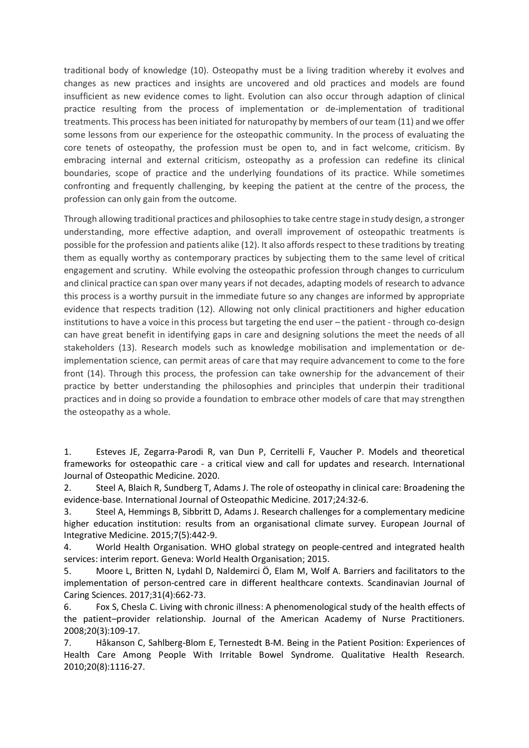traditional body of knowledge (10). Osteopathy must be a living tradition whereby it evolves and changes as new practices and insights are uncovered and old practices and models are found insufficient as new evidence comes to light. Evolution can also occur through adaption of clinical practice resulting from the process of implementation or de-implementation of traditional treatments. This process has been initiated for naturopathy by members of our team (11) and we offer some lessons from our experience for the osteopathic community. In the process of evaluating the core tenets of osteopathy, the profession must be open to, and in fact welcome, criticism. By embracing internal and external criticism, osteopathy as a profession can redefine its clinical boundaries, scope of practice and the underlying foundations of its practice. While sometimes confronting and frequently challenging, by keeping the patient at the centre of the process, the profession can only gain from the outcome.

Through allowing traditional practices and philosophies to take centre stage in study design, a stronger understanding, more effective adaption, and overall improvement of osteopathic treatments is possible for the profession and patients alike (12). It also affords respect to these traditions by treating them as equally worthy as contemporary practices by subjecting them to the same level of critical engagement and scrutiny. While evolving the osteopathic profession through changes to curriculum and clinical practice can span over many years if not decades, adapting models of research to advance this process is a worthy pursuit in the immediate future so any changes are informed by appropriate evidence that respects tradition (12). Allowing not only clinical practitioners and higher education institutions to have a voice in this process but targeting the end user – the patient - through co-design can have great benefit in identifying gaps in care and designing solutions the meet the needs of all stakeholders (13). Research models such as knowledge mobilisation and implementation or de-implementation science, can permit areas of care that may require advancement to come to the fore front (14). Through this process, the profession can take ownership for the advancement of their practice by better understanding the philosophies and principles that underpin their traditional practices and in doing so provide a foundation to embrace other models of care that may strengthen the osteopathy as a whole.

1. Esteves JE, Zegarra-Parodi R, van Dun P, Cerritelli F, Vaucher P. Models and theoretical frameworks for osteopathic care - a critical view and call for updates and research. International Journal of Osteopathic Medicine. 2020.
2. Steel A, Blaich R, Sundberg T, Adams J. The role of osteopathy in clinical care: Broadening the evidence-base. International Journal of Osteopathic Medicine. 2017;24:32-6.
3. Steel A, Hemmings B, Sibbritt D, Adams J. Research challenges for a complementary medicine higher education institution: results from an organisational climate survey. European Journal of Integrative Medicine. 2015;7(5):442-9.
4. World Health Organisation. WHO global strategy on people-centred and integrated health services: interim report. Geneva: World Health Organisation; 2015.
5. Moore L, Britten N, Lydahl D, Naldemirci Ö, Elam M, Wolf A. Barriers and facilitators to the implementation of person-centred care in different healthcare contexts. Scandinavian Journal of Caring Sciences. 2017;31(4):662-73.
6. Fox S, Chesla C. Living with chronic illness: A phenomenological study of the health effects of the patient–provider relationship. Journal of the American Academy of Nurse Practitioners. 2008;20(3):109-17.
7. Håkanson C, Sahlberg-Blom E, Ternestedt B-M. Being in the Patient Position: Experiences of Health Care Among People With Irritable Bowel Syndrome. Qualitative Health Research. 2010;20(8):1116-27.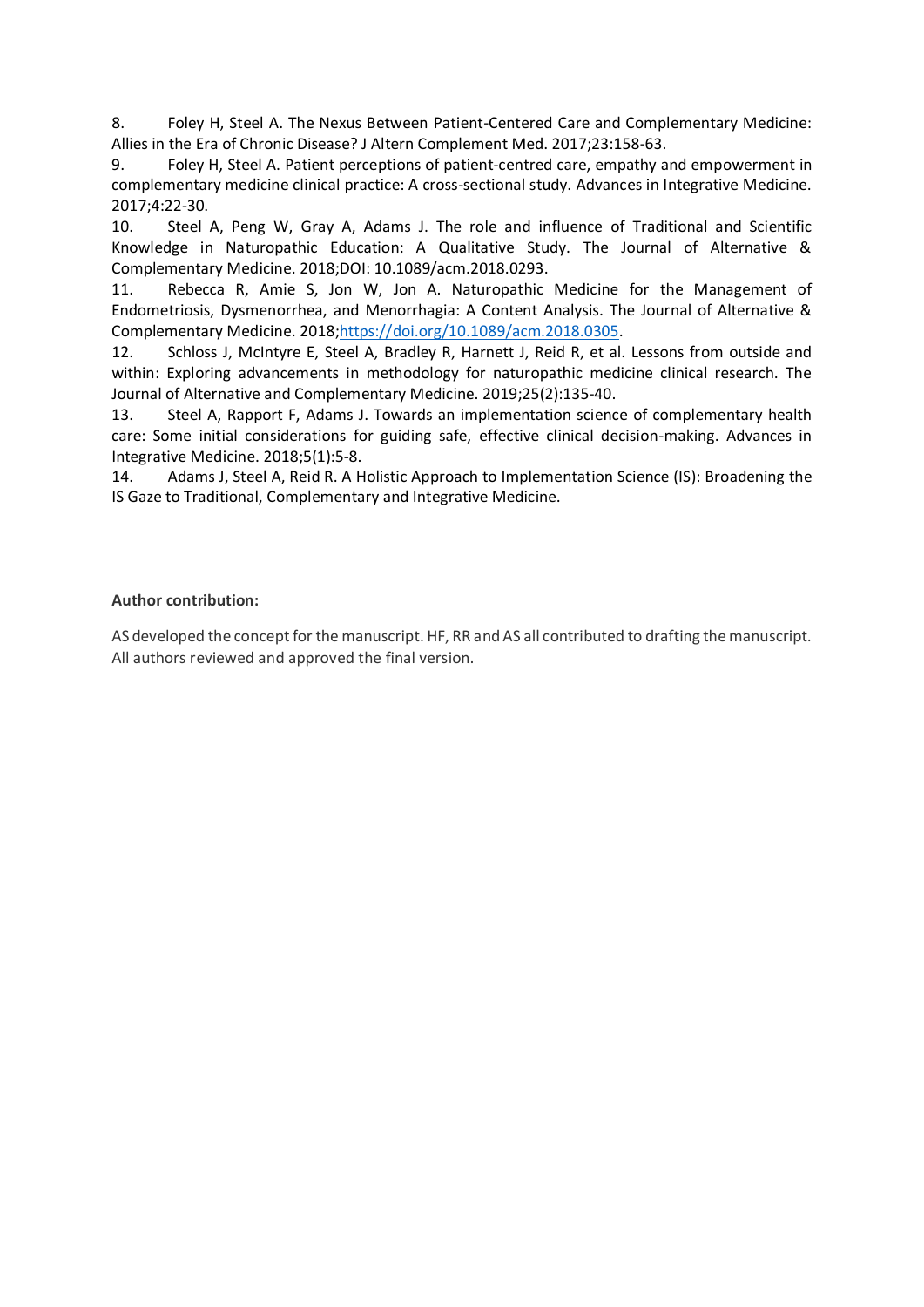8. Foley H, Steel A. The Nexus Between Patient-Centered Care and Complementary Medicine: Allies in the Era of Chronic Disease? J Altern Complement Med. 2017;23:158-63.
9. Foley H, Steel A. Patient perceptions of patient-centred care, empathy and empowerment in complementary medicine clinical practice: A cross-sectional study. Advances in Integrative Medicine. 2017;4:22-30.
10. Steel A, Peng W, Gray A, Adams J. The role and influence of Traditional and Scientific Knowledge in Naturopathic Education: A Qualitative Study. The Journal of Alternative & Complementary Medicine. 2018;DOI: 10.1089/acm.2018.0293.
11. Rebecca R, Amie S, Jon W, Jon A. Naturopathic Medicine for the Management of Endometriosis, Dysmenorrhea, and Menorrhagia: A Content Analysis. The Journal of Alternative & Complementary Medicine. 2018;https://doi.org/10.1089/acm.2018.0305.
12. Schloss J, McIntyre E, Steel A, Bradley R, Harnett J, Reid R, et al. Lessons from outside and within: Exploring advancements in methodology for naturopathic medicine clinical research. The Journal of Alternative and Complementary Medicine. 2019;25(2):135-40.
13. Steel A, Rapport F, Adams J. Towards an implementation science of complementary health care: Some initial considerations for guiding safe, effective clinical decision-making. Advances in Integrative Medicine. 2018;5(1):5-8.
14. Adams J, Steel A, Reid R. A Holistic Approach to Implementation Science (IS): Broadening the IS Gaze to Traditional, Complementary and Integrative Medicine.

**Author contribution:**

AS developed the concept for the manuscript. HF, RR and AS all contributed to drafting the manuscript. All authors reviewed and approved the final version.